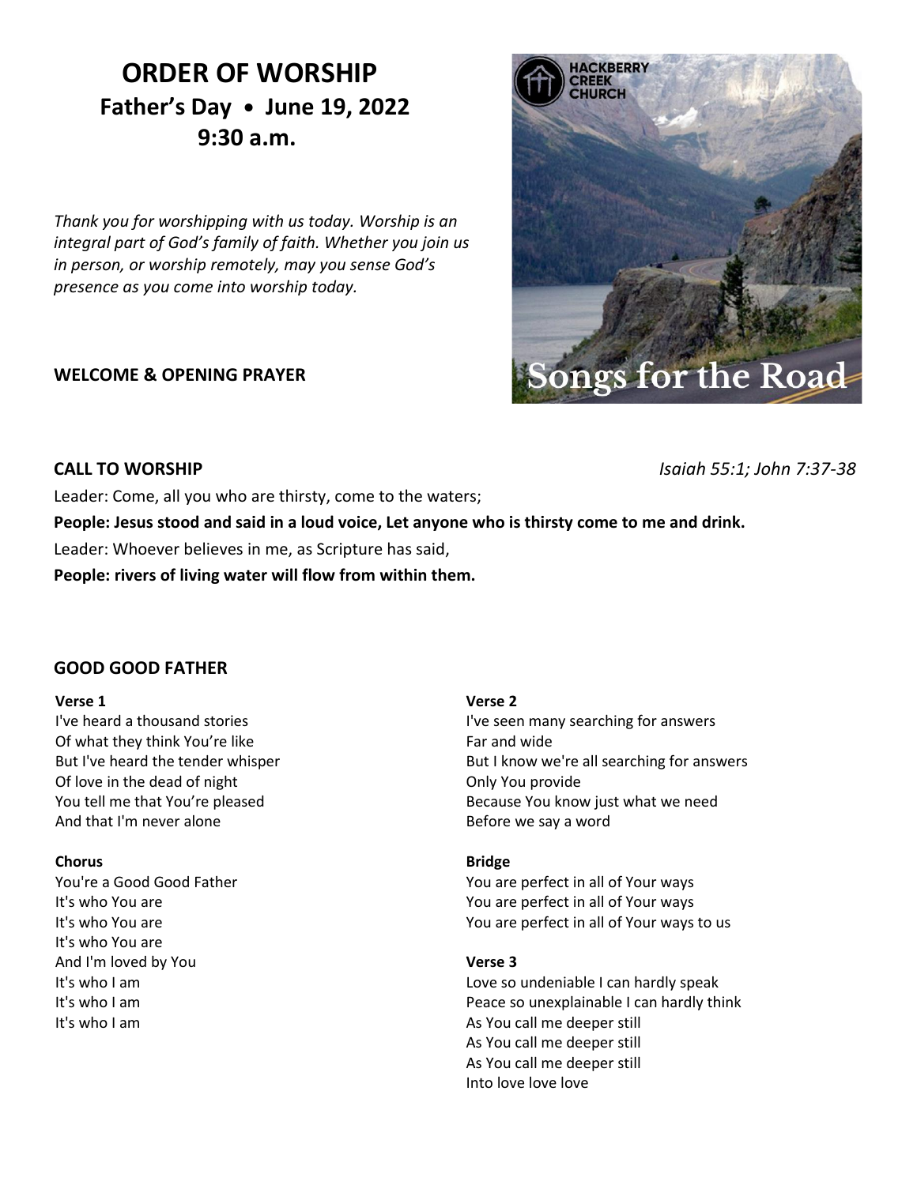# ORDER OF WORSHIP

## Father's Day • June 19, 2022

## 9:30 a.m.

*Thank you for worshipping with us today. Worship is an integral part of God's family of faith. Whether you join us in person, or worship remotely, may you sense God's presence as you come into worship today.*

**WELCOME & OPENING PRAYER**

**CALL TO WORSHIP** *Isaiah 55:1; John 7:37-38*

Leader: Come, all you who are thirsty, come to the waters;

**People: Jesus stood and said in a loud voice, Let anyone who is thirsty come to me and drink.**

Leader: Whoever believes in me, as Scripture has said,

**People: rivers of living water will flow from within them.**

**GOOD GOOD FATHER**

**Verse 1**
I've heard a thousand stories
Of what they think You're like
But I've heard the tender whisper
Of love in the dead of night
You tell me that You're pleased
And that I'm never alone

**Chorus**
You're a Good Good Father
It's who You are
It's who You are
It's who You are
And I'm loved by You
It's who I am
It's who I am
It's who I am

**Verse 2**
I've seen many searching for answers
Far and wide
But I know we're all searching for answers
Only You provide
Because You know just what we need
Before we say a word

**Bridge**
You are perfect in all of Your ways
You are perfect in all of Your ways
You are perfect in all of Your ways to us

**Verse 3**
Love so undeniable I can hardly speak
Peace so unexplainable I can hardly think
As You call me deeper still
As You call me deeper still
As You call me deeper still
Into love love love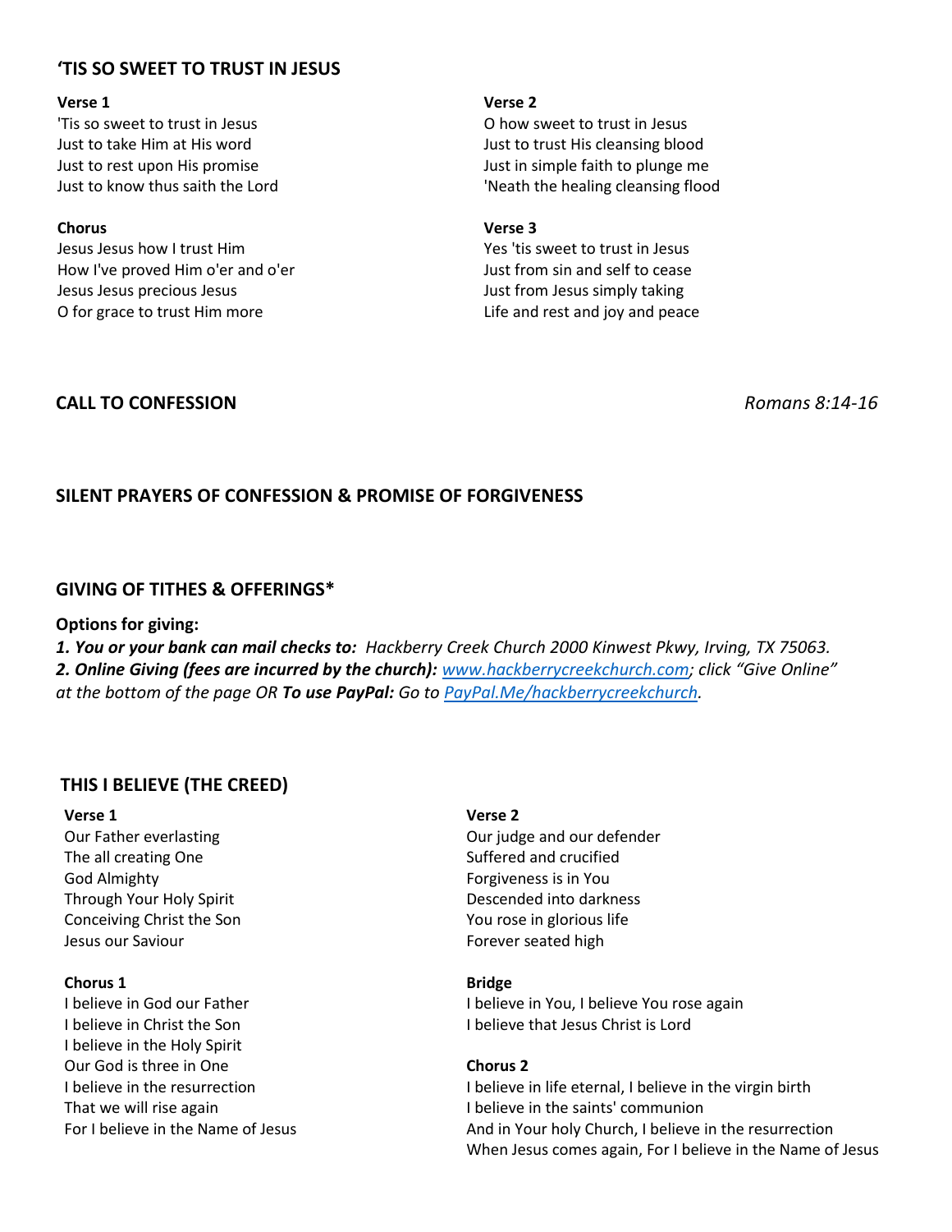## ‘TIS SO SWEET TO TRUST IN JESUS

**Verse 1**
'Tis so sweet to trust in Jesus
Just to take Him at His word
Just to rest upon His promise
Just to know thus saith the Lord

**Chorus**
Jesus Jesus how I trust Him
How I've proved Him o'er and o'er
Jesus Jesus precious Jesus
O for grace to trust Him more

**Verse 2**
O how sweet to trust in Jesus
Just to trust His cleansing blood
Just in simple faith to plunge me
'Neath the healing cleansing flood

**Verse 3**
Yes 'tis sweet to trust in Jesus
Just from sin and self to cease
Just from Jesus simply taking
Life and rest and joy and peace

## CALL TO CONFESSION *Romans 8:14-16*

## SILENT PRAYERS OF CONFESSION & PROMISE OF FORGIVENESS

## GIVING OF TITHES & OFFERINGS*

**Options for giving:**
***1. You or your bank can mail checks to:*** *Hackberry Creek Church 2000 Kinwest Pkwy, Irving, TX 75063.*
***2. Online Giving (fees are incurred by the church):*** *www.hackberrycreekchurch.com; click “Give Online” at the bottom of the page OR* ***To use PayPal:*** *Go to PayPal.Me/hackberrycreekchurch.*

## THIS I BELIEVE (THE CREED)

**Verse 1**
Our Father everlasting
The all creating One
God Almighty
Through Your Holy Spirit
Conceiving Christ the Son
Jesus our Saviour

**Chorus 1**
I believe in God our Father
I believe in Christ the Son
I believe in the Holy Spirit
Our God is three in One
I believe in the resurrection
That we will rise again
For I believe in the Name of Jesus

**Verse 2**
Our judge and our defender
Suffered and crucified
Forgiveness is in You
Descended into darkness
You rose in glorious life
Forever seated high

**Bridge**
I believe in You, I believe You rose again
I believe that Jesus Christ is Lord

**Chorus 2**
I believe in life eternal, I believe in the virgin birth
I believe in the saints' communion
And in Your holy Church, I believe in the resurrection
When Jesus comes again, For I believe in the Name of Jesus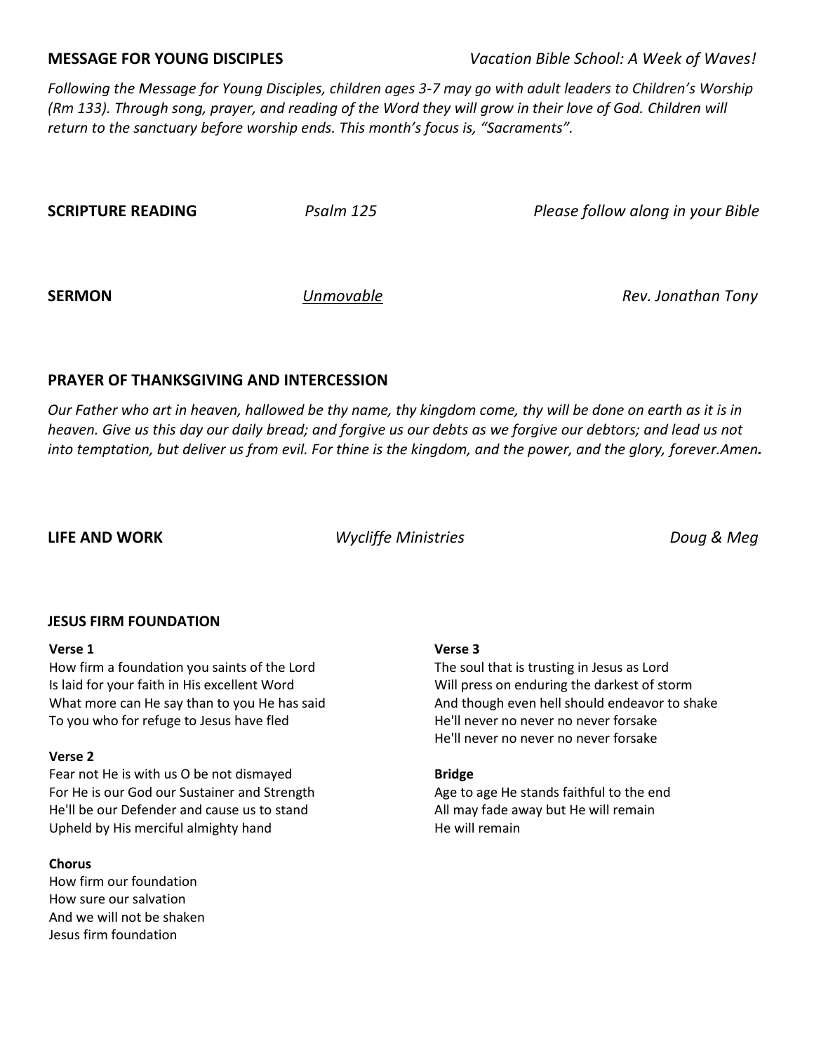**MESSAGE FOR YOUNG DISCIPLES** *Vacation Bible School: A Week of Waves!*

*Following the Message for Young Disciples, children ages 3-7 may go with adult leaders to Children's Worship (Rm 133). Through song, prayer, and reading of the Word they will grow in their love of God. Children will return to the sanctuary before worship ends. This month's focus is, "Sacraments".*

**SCRIPTURE READING** *Psalm 125* *Please follow along in your Bible*

**SERMON** *Unmovable* *Rev. Jonathan Tony*

**PRAYER OF THANKSGIVING AND INTERCESSION**

*Our Father who art in heaven, hallowed be thy name, thy kingdom come, thy will be done on earth as it is in heaven. Give us this day our daily bread; and forgive us our debts as we forgive our debtors; and lead us not into temptation, but deliver us from evil. For thine is the kingdom, and the power, and the glory, forever.Amen.*

**LIFE AND WORK** *Wycliffe Ministries* *Doug & Meg*

**JESUS FIRM FOUNDATION**

**Verse 1**
How firm a foundation you saints of the Lord
Is laid for your faith in His excellent Word
What more can He say than to you He has said
To you who for refuge to Jesus have fled

**Verse 2**
Fear not He is with us O be not dismayed
For He is our God our Sustainer and Strength
He'll be our Defender and cause us to stand
Upheld by His merciful almighty hand

**Chorus**
How firm our foundation
How sure our salvation
And we will not be shaken
Jesus firm foundation

**Verse 3**
The soul that is trusting in Jesus as Lord
Will press on enduring the darkest of storm
And though even hell should endeavor to shake
He'll never no never no never forsake
He'll never no never no never forsake

**Bridge**
Age to age He stands faithful to the end
All may fade away but He will remain
He will remain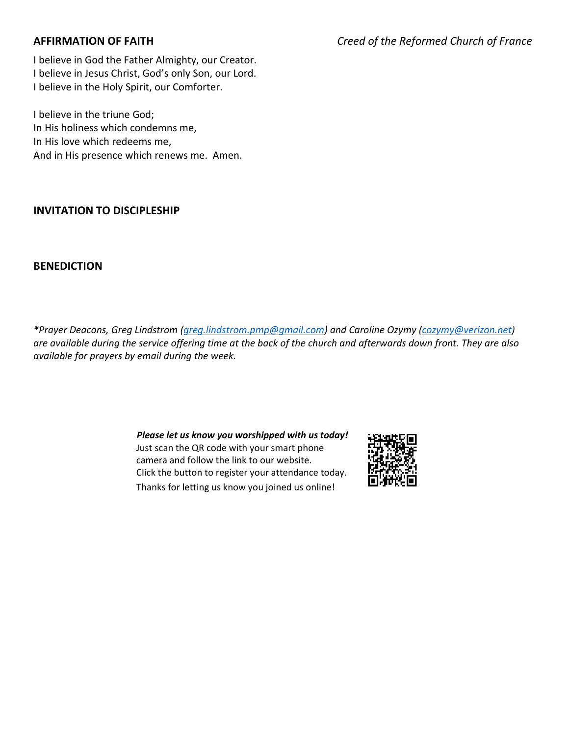**AFFIRMATION OF FAITH** *Creed of the Reformed Church of France*

I believe in God the Father Almighty, our Creator.
I believe in Jesus Christ, God's only Son, our Lord.
I believe in the Holy Spirit, our Comforter.

I believe in the triune God;
In His holiness which condemns me,
In His love which redeems me,
And in His presence which renews me. Amen.

**INVITATION TO DISCIPLESHIP**

**BENEDICTION**

***Prayer Deacons, Greg Lindstrom (greg.lindstrom.pmp@gmail.com) and Caroline Ozymy (cozymy@verizon.net) are available during the service offering time at the back of the church and afterwards down front. They are also available for prayers by email during the week.***

***Please let us know you worshipped with us today!***
Just scan the QR code with your smart phone camera and follow the link to our website.
Click the button to register your attendance today.
Thanks for letting us know you joined us online!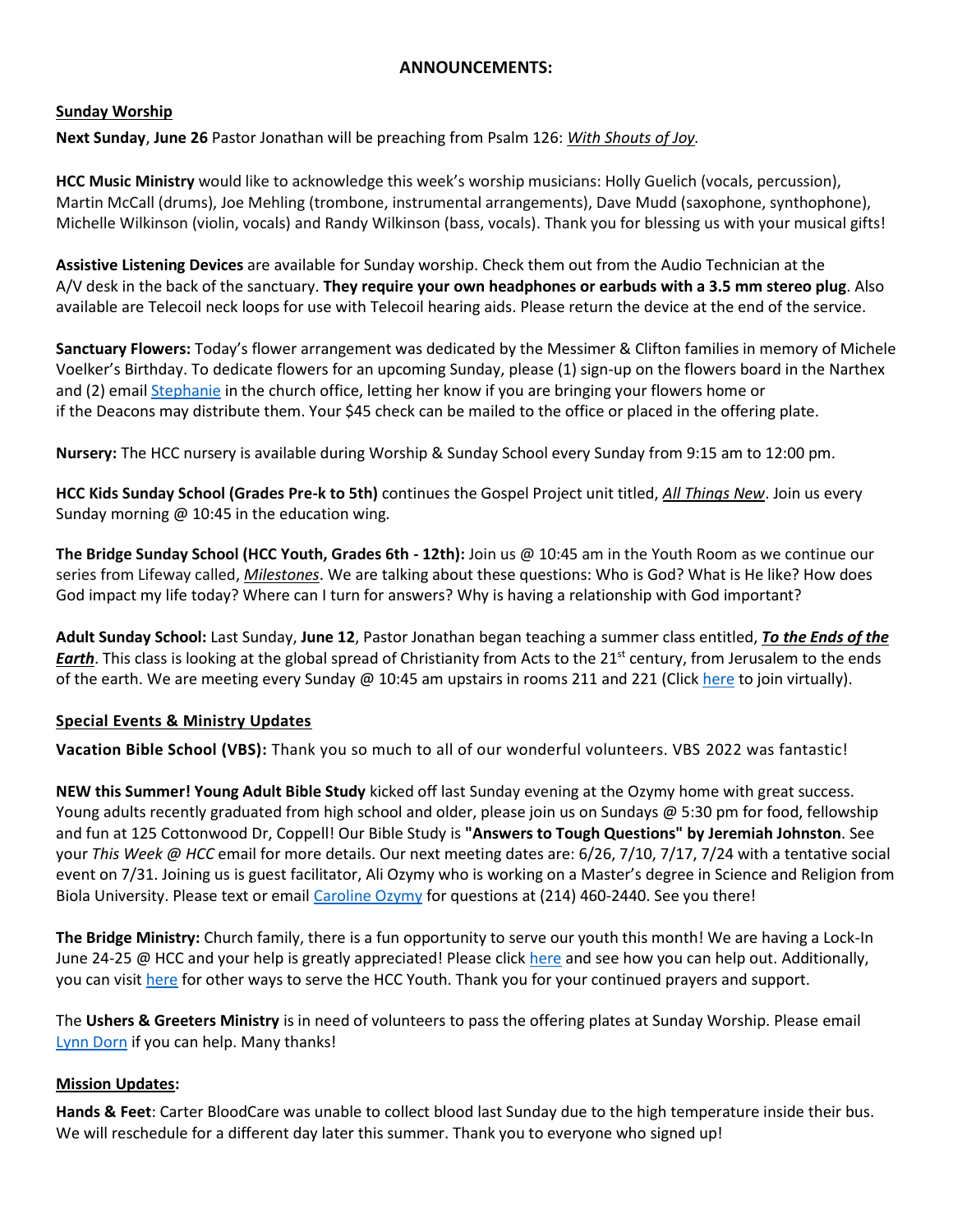**ANNOUNCEMENTS:**

**Sunday Worship**

**Next Sunday**, **June 26** Pastor Jonathan will be preaching from Psalm 126: *With Shouts of Joy*.

**HCC Music Ministry** would like to acknowledge this week's worship musicians: Holly Guelich (vocals, percussion), Martin McCall (drums), Joe Mehling (trombone, instrumental arrangements), Dave Mudd (saxophone, synthophone), Michelle Wilkinson (violin, vocals) and Randy Wilkinson (bass, vocals). Thank you for blessing us with your musical gifts!

**Assistive Listening Devices** are available for Sunday worship. Check them out from the Audio Technician at the A/V desk in the back of the sanctuary. **They require your own headphones or earbuds with a 3.5 mm stereo plug**. Also available are Telecoil neck loops for use with Telecoil hearing aids. Please return the device at the end of the service.

**Sanctuary Flowers:** Today's flower arrangement was dedicated by the Messimer & Clifton families in memory of Michele Voelker's Birthday. To dedicate flowers for an upcoming Sunday, please (1) sign-up on the flowers board in the Narthex and (2) email Stephanie in the church office, letting her know if you are bringing your flowers home or if the Deacons may distribute them. Your $45 check can be mailed to the office or placed in the offering plate.

**Nursery:** The HCC nursery is available during Worship & Sunday School every Sunday from 9:15 am to 12:00 pm.

**HCC Kids Sunday School (Grades Pre-k to 5th)** continues the Gospel Project unit titled, *All Things New*. Join us every Sunday morning @ 10:45 in the education wing.

**The Bridge Sunday School (HCC Youth, Grades 6th - 12th):** Join us @ 10:45 am in the Youth Room as we continue our series from Lifeway called, *Milestones*. We are talking about these questions: Who is God? What is He like? How does God impact my life today? Where can I turn for answers? Why is having a relationship with God important?

**Adult Sunday School:** Last Sunday, **June 12**, Pastor Jonathan began teaching a summer class entitled, ***To the Ends of the Earth***. This class is looking at the global spread of Christianity from Acts to the 21st century, from Jerusalem to the ends of the earth. We are meeting every Sunday @ 10:45 am upstairs in rooms 211 and 221 (Click here to join virtually).

**Special Events & Ministry Updates**

**Vacation Bible School (VBS):** Thank you so much to all of our wonderful volunteers. VBS 2022 was fantastic!

**NEW this Summer! Young Adult Bible Study** kicked off last Sunday evening at the Ozymy home with great success. Young adults recently graduated from high school and older, please join us on Sundays @ 5:30 pm for food, fellowship and fun at 125 Cottonwood Dr, Coppell! Our Bible Study is **"Answers to Tough Questions" by Jeremiah Johnston**. See your *This Week @ HCC* email for more details. Our next meeting dates are: 6/26, 7/10, 7/17, 7/24 with a tentative social event on 7/31. Joining us is guest facilitator, Ali Ozymy who is working on a Master's degree in Science and Religion from Biola University. Please text or email Caroline Ozymy for questions at (214) 460-2440. See you there!

**The Bridge Ministry:** Church family, there is a fun opportunity to serve our youth this month! We are having a Lock-In June 24-25 @ HCC and your help is greatly appreciated! Please click here and see how you can help out. Additionally, you can visit here for other ways to serve the HCC Youth. Thank you for your continued prayers and support.

The **Ushers & Greeters Ministry** is in need of volunteers to pass the offering plates at Sunday Worship. Please email Lynn Dorn if you can help. Many thanks!

**Mission Updates:**

**Hands & Feet**: Carter BloodCare was unable to collect blood last Sunday due to the high temperature inside their bus. We will reschedule for a different day later this summer. Thank you to everyone who signed up!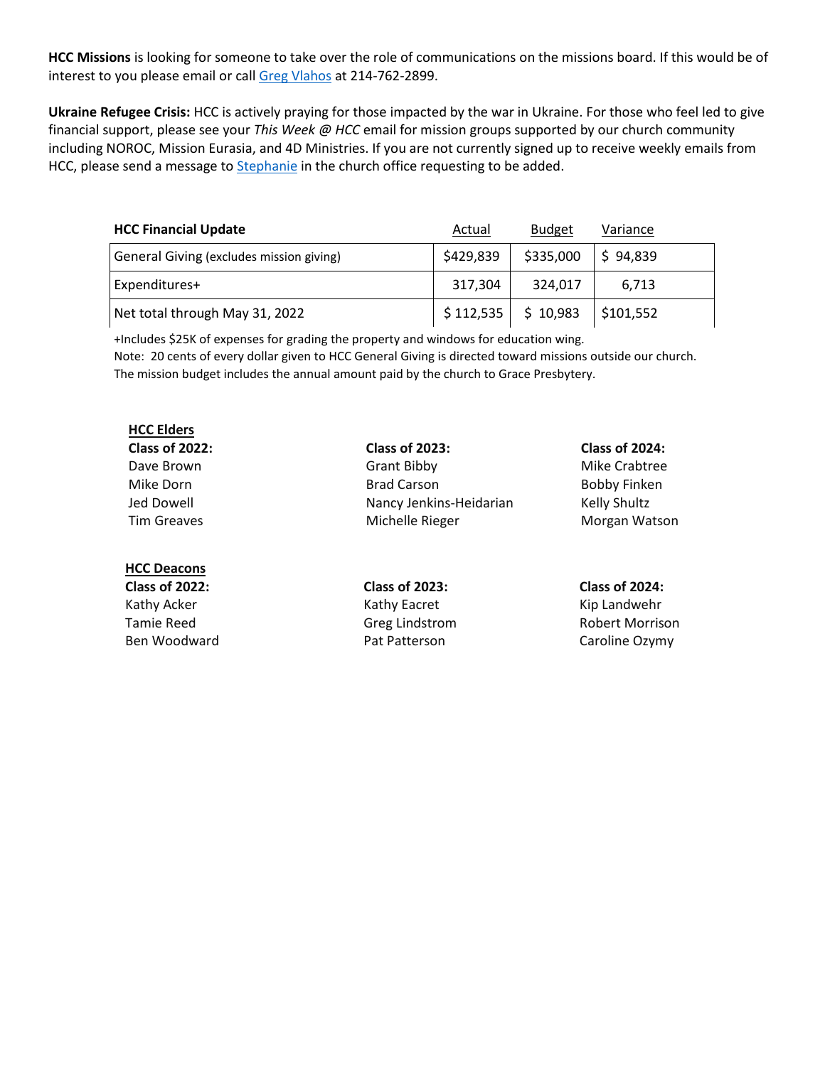**HCC Missions** is looking for someone to take over the role of communications on the missions board. If this would be of interest to you please email or call Greg Vlahos at 214-762-2899.

**Ukraine Refugee Crisis:** HCC is actively praying for those impacted by the war in Ukraine. For those who feel led to give financial support, please see your *This Week @ HCC* email for mission groups supported by our church community including NOROC, Mission Eurasia, and 4D Ministries. If you are not currently signed up to receive weekly emails from HCC, please send a message to Stephanie in the church office requesting to be added.

| **HCC Financial Update** | Actual | Budget | Variance |
|---|---|---|---|
| General Giving (excludes mission giving) | $429,839 | $335,000 | $ 94,839 |
| Expenditures+ | 317,304 | 324,017 | 6,713 |
| Net total through May 31, 2022 | $ 112,535 | $ 10,983 | $101,552 |

+Includes $25K of expenses for grading the property and windows for education wing.
Note: 20 cents of every dollar given to HCC General Giving is directed toward missions outside our church. The mission budget includes the annual amount paid by the church to Grace Presbytery.

**HCC Elders**

**Class of 2022:**
Dave Brown
Mike Dorn
Jed Dowell
Tim Greaves

**Class of 2023:**
Grant Bibby
Brad Carson
Nancy Jenkins-Heidarian
Michelle Rieger

**Class of 2024:**
Mike Crabtree
Bobby Finken
Kelly Shultz
Morgan Watson

**HCC Deacons**

**Class of 2022:**
Kathy Acker
Tamie Reed
Ben Woodward

**Class of 2023:**
Kathy Eacret
Greg Lindstrom
Pat Patterson

**Class of 2024:**
Kip Landwehr
Robert Morrison
Caroline Ozymy